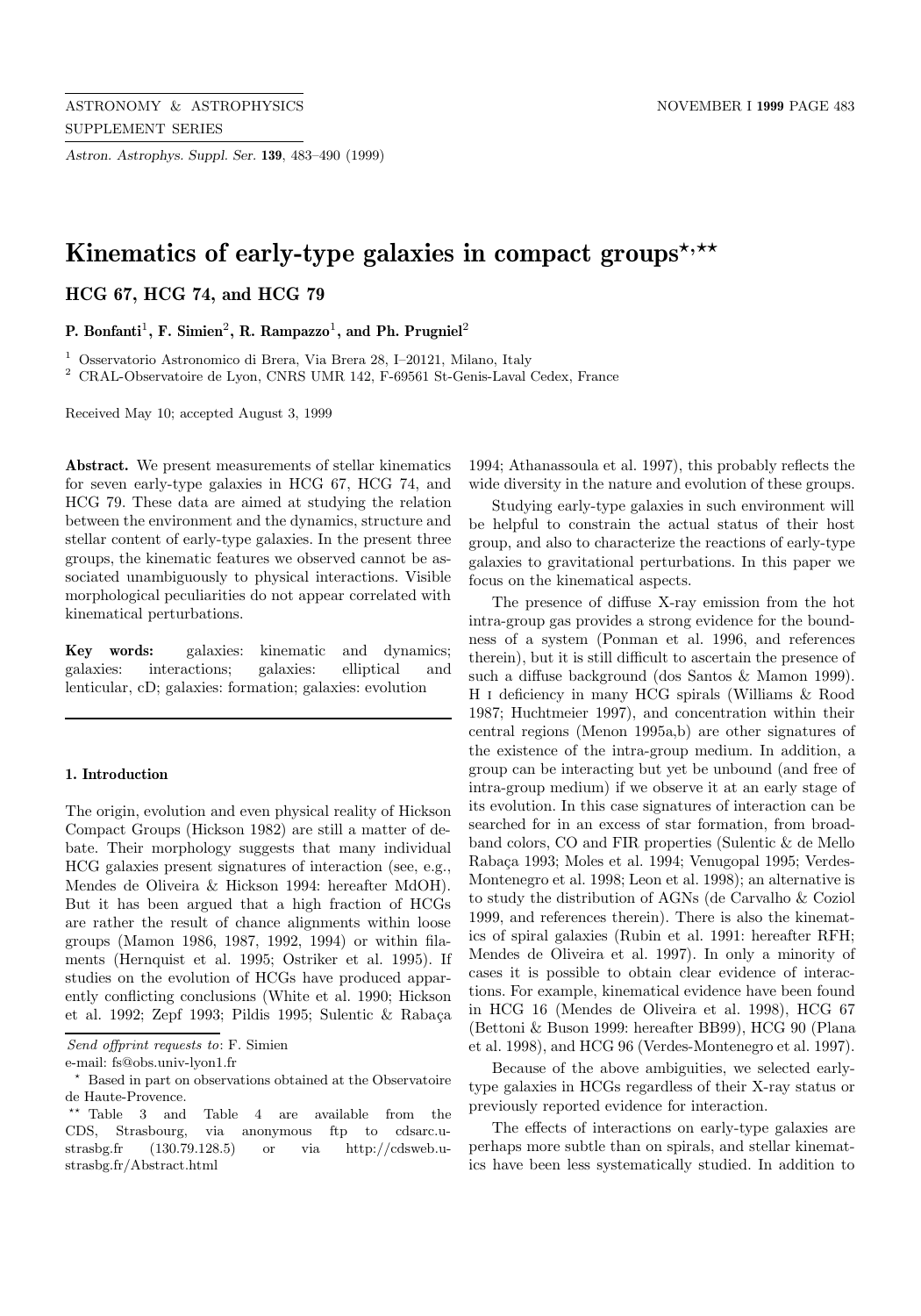# Kinematics of early-type galaxies in compact groups[⋆,⋆⋆]

## HCG 67, HCG 74, and HCG 79

**P. Bonfanti[1], F. Simien[2], R. Rampazzo[1], and Ph. Prugniel[2]**

[1] Osservatorio Astronomico di Brera, Via Brera 28, I–20121, Milano, Italy

[2] CRAL-Observatoire de Lyon, CNRS UMR 142, F-69561 St-Genis-Laval Cedex, France

Received May 10; accepted August 3, 1999

**Abstract.** We present measurements of stellar kinematics for seven early-type galaxies in HCG 67, HCG 74, and HCG 79. These data are aimed at studying the relation between the environment and the dynamics, structure and stellar content of early-type galaxies. In the present three groups, the kinematic features we observed cannot be associated unambiguously to physical interactions. Visible morphological peculiarities do not appear correlated with kinematical perturbations.

**Key words:** galaxies: kinematic and dynamics; galaxies: interactions; galaxies: elliptical and lenticular, cD; galaxies: formation; galaxies: evolution

### 1. Introduction

The origin, evolution and even physical reality of Hickson Compact Groups (Hickson 1982) are still a matter of debate. Their morphology suggests that many individual HCG galaxies present signatures of interaction (see, e.g., Mendes de Oliveira & Hickson 1994: hereafter MdOH). But it has been argued that a high fraction of HCGs are rather the result of chance alignments within loose groups (Mamon 1986, 1987, 1992, 1994) or within filaments (Hernquist et al. 1995; Ostriker et al. 1995). If studies on the evolution of HCGs have produced apparently conflicting conclusions (White et al. 1990; Hickson et al. 1992; Zepf 1993; Pildis 1995; Sulentic & Rabaça 1994; Athanassoula et al. 1997), this probably reflects the wide diversity in the nature and evolution of these groups.

Studying early-type galaxies in such environment will be helpful to constrain the actual status of their host group, and also to characterize the reactions of early-type galaxies to gravitational perturbations. In this paper we focus on the kinematical aspects.

The presence of diffuse X-ray emission from the hot intra-group gas provides a strong evidence for the boundness of a system (Ponman et al. 1996, and references therein), but it is still difficult to ascertain the presence of such a diffuse background (dos Santos & Mamon 1999). H I deficiency in many HCG spirals (Williams & Rood 1987; Huchtmeier 1997), and concentration within their central regions (Menon 1995a,b) are other signatures of the existence of the intra-group medium. In addition, a group can be interacting but yet be unbound (and free of intra-group medium) if we observe it at an early stage of its evolution. In this case signatures of interaction can be searched for in an excess of star formation, from broadband colors, CO and FIR properties (Sulentic & de Mello Rabaça 1993; Moles et al. 1994; Venugopal 1995; Verdes-Montenegro et al. 1998; Leon et al. 1998); an alternative is to study the distribution of AGNs (de Carvalho & Coziol 1999, and references therein). There is also the kinematics of spiral galaxies (Rubin et al. 1991: hereafter RFH; Mendes de Oliveira et al. 1997). In only a minority of cases it is possible to obtain clear evidence of interactions. For example, kinematical evidence have been found in HCG 16 (Mendes de Oliveira et al. 1998), HCG 67 (Bettoni & Buson 1999: hereafter BB99), HCG 90 (Plana et al. 1998), and HCG 96 (Verdes-Montenegro et al. 1997).

Because of the above ambiguities, we selected early-type galaxies in HCGs regardless of their X-ray status or previously reported evidence for interaction.

The effects of interactions on early-type galaxies are perhaps more subtle than on spirals, and stellar kinematics have been less systematically studied. In addition to

---

*Send offprint requests to*: F. Simien

e-mail: fs@obs.univ-lyon1.fr

⋆ Based in part on observations obtained at the Observatoire de Haute-Provence.

⋆⋆ Table 3 and Table 4 are available from the CDS, Strasbourg, via anonymous ftp to cdsarc.u-strasbg.fr (130.79.128.5) or via http://cdsweb.u-strasbg.fr/Abstract.html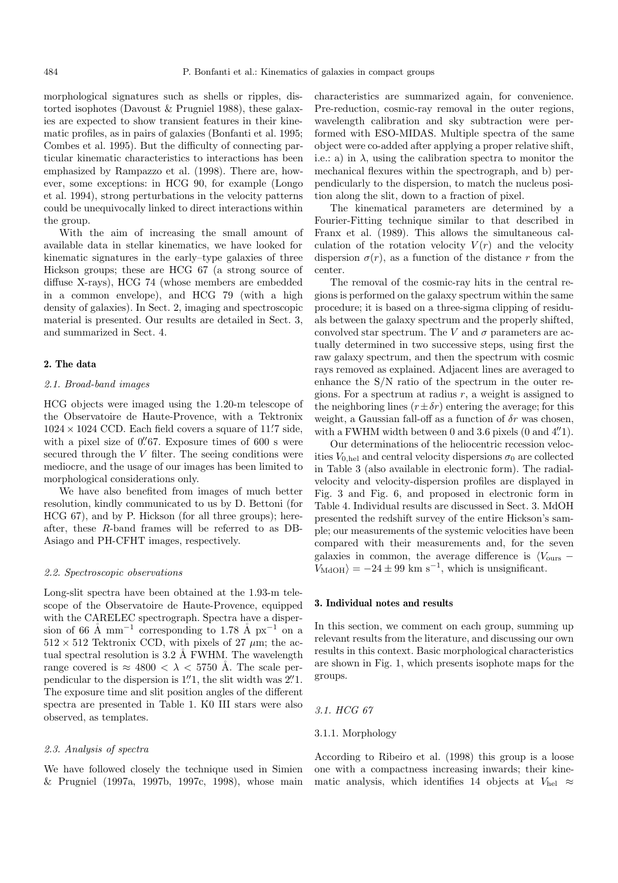morphological signatures such as shells or ripples, distorted isophotes (Davoust & Prugniel 1988), these galaxies are expected to show transient features in their kinematic profiles, as in pairs of galaxies (Bonfanti et al. 1995; Combes et al. 1995). But the difficulty of connecting particular kinematic characteristics to interactions has been emphasized by Rampazzo et al. (1998). There are, however, some exceptions: in HCG 90, for example (Longo et al. 1994), strong perturbations in the velocity patterns could be unequivocally linked to direct interactions within the group.

With the aim of increasing the small amount of available data in stellar kinematics, we have looked for kinematic signatures in the early–type galaxies of three Hickson groups; these are HCG 67 (a strong source of diffuse X-rays), HCG 74 (whose members are embedded in a common envelope), and HCG 79 (with a high density of galaxies). In Sect. 2, imaging and spectroscopic material is presented. Our results are detailed in Sect. 3, and summarized in Sect. 4.

## 2. The data

### 2.1. Broad-band images

HCG objects were imaged using the 1.20-m telescope of the Observatoire de Haute-Provence, with a Tektronix $1024 \times 1024$ CCD. Each field covers a square of 11.′7 side, with a pixel size of 0.″67. Exposure times of 600 s were secured through the $V$ filter. The seeing conditions were mediocre, and the usage of our images has been limited to morphological considerations only.

We have also benefited from images of much better resolution, kindly communicated to us by D. Bettoni (for HCG 67), and by P. Hickson (for all three groups); hereafter, the $R$-band frames will be referred to as DB-Asiago and PH-CFHT images, respectively.

### 2.2. Spectroscopic observations

Long-slit spectra have been obtained at the 1.93-m telescope of the Observatoire de Haute-Provence, equipped with the CARELEC spectrograph. Spectra have a dispersion of 66 Å mm$^{-1}$ corresponding to 1.78 Å px$^{-1}$ on a $512 \times 512$ Tektronix CCD, with pixels of 27 $\mu$m; the actual spectral resolution is 3.2 Å FWHM. The wavelength range covered is $\approx 4800 < \lambda < 5750$ Å. The scale perpendicular to the dispersion is 1.″1, the slit width was 2.″1. The exposure time and slit position angles of the different spectra are presented in Table 1. K0 III stars were also observed, as templates.

### 2.3. Analysis of spectra

We have followed closely the technique used in Simien & Prugniel (1997a, 1997b, 1997c, 1998), whose main characteristics are summarized again, for convenience. Pre-reduction, cosmic-ray removal in the outer regions, wavelength calibration and sky subtraction were performed with ESO-MIDAS. Multiple spectra of the same object were co-added after applying a proper relative shift, i.e.: a) in $\lambda$, using the calibration spectra to monitor the mechanical flexures within the spectrograph, and b) perpendicularly to the dispersion, to match the nucleus position along the slit, down to a fraction of pixel.

The kinematical parameters are determined by a Fourier-Fitting technique similar to that described in Franx et al. (1989). This allows the simultaneous calculation of the rotation velocity $V(r)$ and the velocity dispersion $\sigma(r)$, as a function of the distance $r$ from the center.

The removal of the cosmic-ray hits in the central regions is performed on the galaxy spectrum within the same procedure; it is based on a three-sigma clipping of residuals between the galaxy spectrum and the properly shifted, convolved star spectrum. The $V$ and $\sigma$ parameters are actually determined in two successive steps, using first the raw galaxy spectrum, and then the spectrum with cosmic rays removed as explained. Adjacent lines are averaged to enhance the S/N ratio of the spectrum in the outer regions. For a spectrum at radius $r$, a weight is assigned to the neighboring lines ($r \pm \delta r$) entering the average; for this weight, a Gaussian fall-off as a function of $\delta r$ was chosen, with a FWHM width between 0 and 3.6 pixels (0 and 4.″1).

Our determinations of the heliocentric recession velocities $V_{0,\mathrm{hel}}$ and central velocity dispersions $\sigma_0$ are collected in Table 3 (also available in electronic form). The radial-velocity and velocity-dispersion profiles are displayed in Fig. 3 and Fig. 6, and proposed in electronic form in Table 4. Individual results are discussed in Sect. 3. MdOH presented the redshift survey of the entire Hickson's sample; our measurements of the systemic velocities have been compared with their measurements and, for the seven galaxies in common, the average difference is $\langle V_{\mathrm{ours}} - V_{\mathrm{MdOH}} \rangle = -24 \pm 99$ km s$^{-1}$, which is unsignificant.

## 3. Individual notes and results

In this section, we comment on each group, summing up relevant results from the literature, and discussing our own results in this context. Basic morphological characteristics are shown in Fig. 1, which presents isophote maps for the groups.

### 3.1. HCG 67

#### 3.1.1. Morphology

According to Ribeiro et al. (1998) this group is a loose one with a compactness increasing inwards; their kinematic analysis, which identifies 14 objects at $V_{\mathrm{hel}} \approx$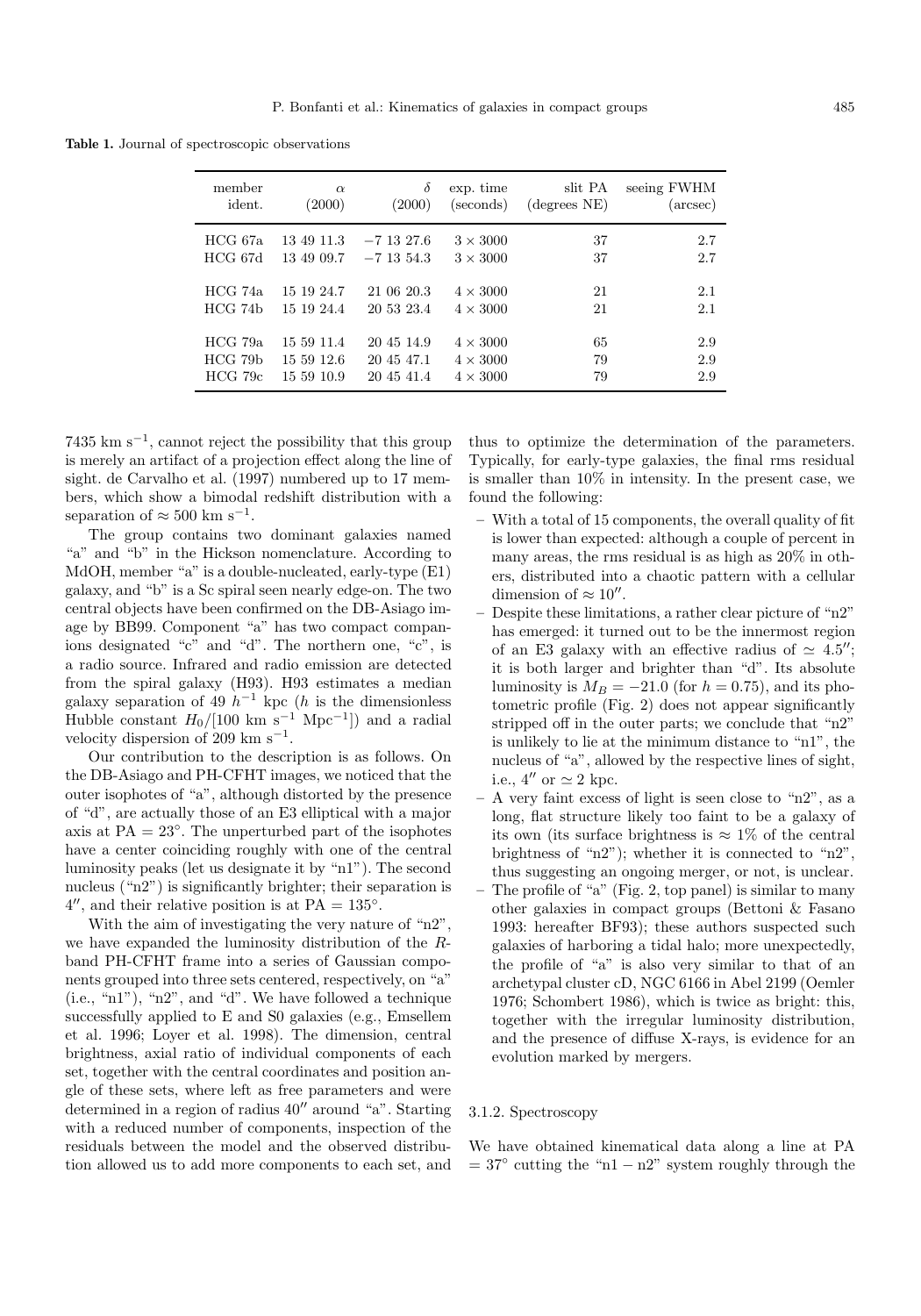**Table 1.** Journal of spectroscopic observations

| member ident. | $\alpha$ (2000) | $\delta$ (2000) | exp. time (seconds) | slit PA (degrees NE) | seeing FWHM (arcsec) |
|---|---|---|---|---|---|
| HCG 67a | 13 49 11.3 | −7 13 27.6 | $3 \times 3000$ | 37 | 2.7 |
| HCG 67d | 13 49 09.7 | −7 13 54.3 | $3 \times 3000$ | 37 | 2.7 |
| HCG 74a | 15 19 24.7 | 21 06 20.3 | $4 \times 3000$ | 21 | 2.1 |
| HCG 74b | 15 19 24.4 | 20 53 23.4 | $4 \times 3000$ | 21 | 2.1 |
| HCG 79a | 15 59 11.4 | 20 45 14.9 | $4 \times 3000$ | 65 | 2.9 |
| HCG 79b | 15 59 12.6 | 20 45 47.1 | $4 \times 3000$ | 79 | 2.9 |
| HCG 79c | 15 59 10.9 | 20 45 41.4 | $4 \times 3000$ | 79 | 2.9 |

7435 km s$^{-1}$, cannot reject the possibility that this group is merely an artifact of a projection effect along the line of sight. de Carvalho et al. (1997) numbered up to 17 members, which show a bimodal redshift distribution with a separation of $\approx 500$ km s$^{-1}$.

The group contains two dominant galaxies named "a" and "b" in the Hickson nomenclature. According to MdOH, member "a" is a double-nucleated, early-type (E1) galaxy, and "b" is a Sc spiral seen nearly edge-on. The two central objects have been confirmed on the DB-Asiago image by BB99. Component "a" has two compact companions designated "c" and "d". The northern one, "c", is a radio source. Infrared and radio emission are detected from the spiral galaxy (H93). H93 estimates a median galaxy separation of 49 $h^{-1}$ kpc ($h$ is the dimensionless Hubble constant $H_0$/[100 km s$^{-1}$ Mpc$^{-1}$]) and a radial velocity dispersion of 209 km s$^{-1}$.

Our contribution to the description is as follows. On the DB-Asiago and PH-CFHT images, we noticed that the outer isophotes of "a", although distorted by the presence of "d", are actually those of an E3 elliptical with a major axis at PA = 23°. The unperturbed part of the isophotes have a center coinciding roughly with one of the central luminosity peaks (let us designate it by "n1"). The second nucleus ("n2") is significantly brighter; their separation is $4''$, and their relative position is at PA = 135°.

With the aim of investigating the very nature of "n2", we have expanded the luminosity distribution of the $R$-band PH-CFHT frame into a series of Gaussian components grouped into three sets centered, respectively, on "a" (i.e., "n1"), "n2", and "d". We have followed a technique successfully applied to E and S0 galaxies (e.g., Emsellem et al. 1996; Loyer et al. 1998). The dimension, central brightness, axial ratio of individual components of each set, together with the central coordinates and position angle of these sets, where left as free parameters and were determined in a region of radius $40''$ around "a". Starting with a reduced number of components, inspection of the residuals between the model and the observed distribution allowed us to add more components to each set, and thus to optimize the determination of the parameters. Typically, for early-type galaxies, the final rms residual is smaller than 10% in intensity. In the present case, we found the following:

- With a total of 15 components, the overall quality of fit is lower than expected: although a couple of percent in many areas, the rms residual is as high as 20% in others, distributed into a chaotic pattern with a cellular dimension of $\approx 10''$.
- Despite these limitations, a rather clear picture of "n2" has emerged: it turned out to be the innermost region of an E3 galaxy with an effective radius of $\simeq 4.5''$; it is both larger and brighter than "d". Its absolute luminosity is $M_B = -21.0$ (for $h = 0.75$), and its photometric profile (Fig. 2) does not appear significantly stripped off in the outer parts; we conclude that "n2" is unlikely to lie at the minimum distance to "n1", the nucleus of "a", allowed by the respective lines of sight, i.e., $4''$ or $\simeq 2$ kpc.
- A very faint excess of light is seen close to "n2", as a long, flat structure likely too faint to be a galaxy of its own (its surface brightness is $\approx 1\%$ of the central brightness of "n2"); whether it is connected to "n2", thus suggesting an ongoing merger, or not, is unclear.
- The profile of "a" (Fig. 2, top panel) is similar to many other galaxies in compact groups (Bettoni & Fasano 1993: hereafter BF93); these authors suspected such galaxies of harboring a tidal halo; more unexpectedly, the profile of "a" is also very similar to that of an archetypal cluster cD, NGC 6166 in Abel 2199 (Oemler 1976; Schombert 1986), which is twice as bright: this, together with the irregular luminosity distribution, and the presence of diffuse X-rays, is evidence for an evolution marked by mergers.

### 3.1.2. Spectroscopy

We have obtained kinematical data along a line at PA = 37° cutting the "n1 − n2" system roughly through the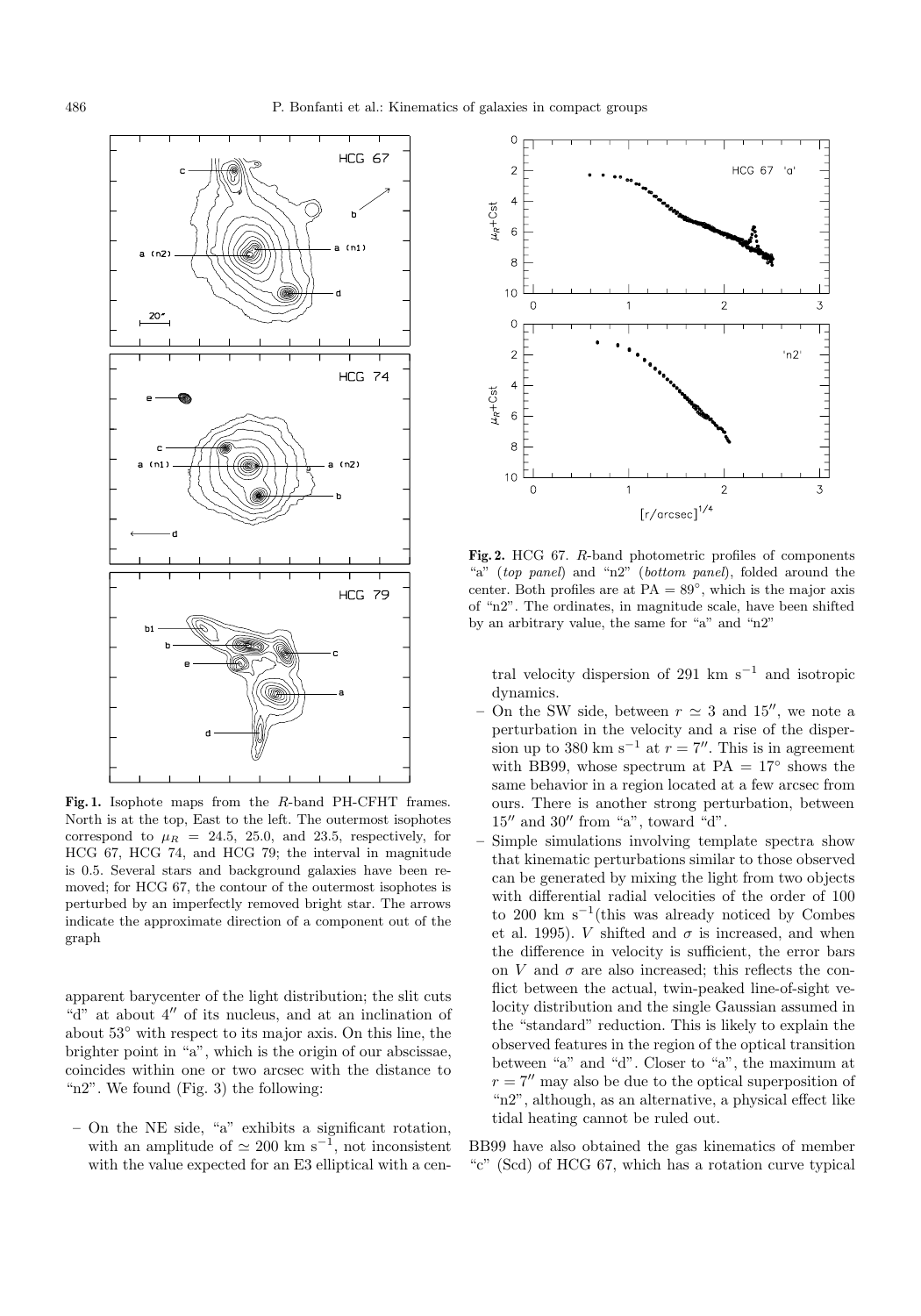**Fig. 1.** Isophote maps from the $R$-band PH-CFHT frames. North is at the top, East to the left. The outermost isophotes correspond to $\mu_R = 24.5$, 25.0, and 23.5, respectively, for HCG 67, HCG 74, and HCG 79; the interval in magnitude is 0.5. Several stars and background galaxies have been removed; for HCG 67, the contour of the outermost isophotes is perturbed by an imperfectly removed bright star. The arrows indicate the approximate direction of a component out of the graph

**Fig. 2.** HCG 67. $R$-band photometric profiles of components "a" (*top panel*) and "n2" (*bottom panel*), folded around the center. Both profiles are at PA = 89°, which is the major axis of "n2". The ordinates, in magnitude scale, have been shifted by an arbitrary value, the same for "a" and "n2"

apparent barycenter of the light distribution; the slit cuts "d" at about 4″ of its nucleus, and at an inclination of about 53° with respect to its major axis. On this line, the brighter point in "a", which is the origin of our abscissae, coincides within one or two arcsec with the distance to "n2". We found (Fig. 3) the following:

- On the NE side, "a" exhibits a significant rotation, with an amplitude of $\simeq 200$ km s$^{-1}$, not inconsistent with the value expected for an E3 elliptical with a central velocity dispersion of 291 km s$^{-1}$ and isotropic dynamics.
- On the SW side, between $r \simeq 3$ and 15″, we note a perturbation in the velocity and a rise of the dispersion up to 380 km s$^{-1}$ at $r = 7''$. This is in agreement with BB99, whose spectrum at PA = 17° shows the same behavior in a region located at a few arcsec from ours. There is another strong perturbation, between 15″ and 30″ from "a", toward "d".
- Simple simulations involving template spectra show that kinematic perturbations similar to those observed can be generated by mixing the light from two objects with differential radial velocities of the order of 100 to 200 km s$^{-1}$(this was already noticed by Combes et al. 1995). $V$ shifted and $\sigma$ is increased, and when the difference in velocity is sufficient, the error bars on $V$ and $\sigma$ are also increased; this reflects the conflict between the actual, twin-peaked line-of-sight velocity distribution and the single Gaussian assumed in the "standard" reduction. This is likely to explain the observed features in the region of the optical transition between "a" and "d". Closer to "a", the maximum at $r = 7''$ may also be due to the optical superposition of "n2", although, as an alternative, a physical effect like tidal heating cannot be ruled out.

BB99 have also obtained the gas kinematics of member "c" (Scd) of HCG 67, which has a rotation curve typical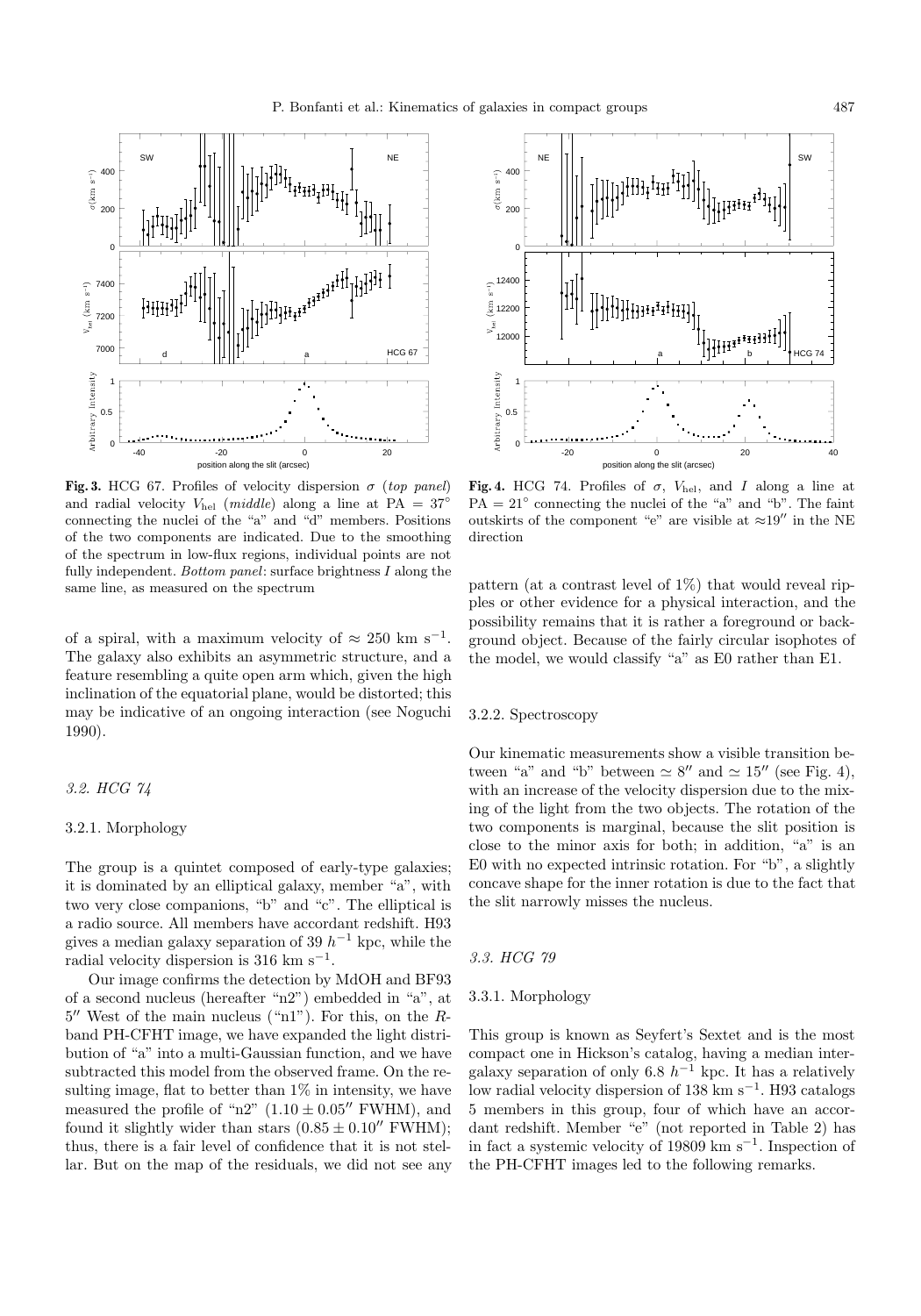**Fig. 3.** HCG 67. Profiles of velocity dispersion $\sigma$ (*top panel*) and radial velocity $V_{\rm hel}$ (*middle*) along a line at PA = 37° connecting the nuclei of the "a" and "d" members. Positions of the two components are indicated. Due to the smoothing of the spectrum in low-flux regions, individual points are not fully independent. *Bottom panel*: surface brightness $I$ along the same line, as measured on the spectrum

**Fig. 4.** HCG 74. Profiles of $\sigma$, $V_{\rm hel}$, and $I$ along a line at PA = 21° connecting the nuclei of the "a" and "b". The faint outskirts of the component "e" are visible at $\approx$19″ in the NE direction

of a spiral, with a maximum velocity of $\approx 250$ km s$^{-1}$. The galaxy also exhibits an asymmetric structure, and a feature resembling a quite open arm which, given the high inclination of the equatorial plane, would be distorted; this may be indicative of an ongoing interaction (see Noguchi 1990).

### *3.2. HCG 74*

#### 3.2.1. Morphology

The group is a quintet composed of early-type galaxies; it is dominated by an elliptical galaxy, member "a", with two very close companions, "b" and "c". The elliptical is a radio source. All members have accordant redshift. H93 gives a median galaxy separation of 39 $h^{-1}$ kpc, while the radial velocity dispersion is 316 km s$^{-1}$.

Our image confirms the detection by MdOH and BF93 of a second nucleus (hereafter "n2") embedded in "a", at 5″ West of the main nucleus ("n1"). For this, on the $R$-band PH-CFHT image, we have expanded the light distribution of "a" into a multi-Gaussian function, and we have subtracted this model from the observed frame. On the resulting image, flat to better than 1% in intensity, we have measured the profile of "n2" ($1.10 \pm 0.05''$ FWHM), and found it slightly wider than stars ($0.85 \pm 0.10''$ FWHM); thus, there is a fair level of confidence that it is not stellar. But on the map of the residuals, we did not see any pattern (at a contrast level of 1%) that would reveal ripples or other evidence for a physical interaction, and the possibility remains that it is rather a foreground or background object. Because of the fairly circular isophotes of the model, we would classify "a" as E0 rather than E1.

#### 3.2.2. Spectroscopy

Our kinematic measurements show a visible transition between "a" and "b" between $\simeq 8''$ and $\simeq 15''$ (see Fig. 4), with an increase of the velocity dispersion due to the mixing of the light from the two objects. The rotation of the two components is marginal, because the slit position is close to the minor axis for both; in addition, "a" is an E0 with no expected intrinsic rotation. For "b", a slightly concave shape for the inner rotation is due to the fact that the slit narrowly misses the nucleus.

### *3.3. HCG 79*

#### 3.3.1. Morphology

This group is known as Seyfert's Sextet and is the most compact one in Hickson's catalog, having a median intergalaxy separation of only 6.8 $h^{-1}$ kpc. It has a relatively low radial velocity dispersion of 138 km s$^{-1}$. H93 catalogs 5 members in this group, four of which have an accordant redshift. Member "e" (not reported in Table 2) has in fact a systemic velocity of 19809 km s$^{-1}$. Inspection of the PH-CFHT images led to the following remarks.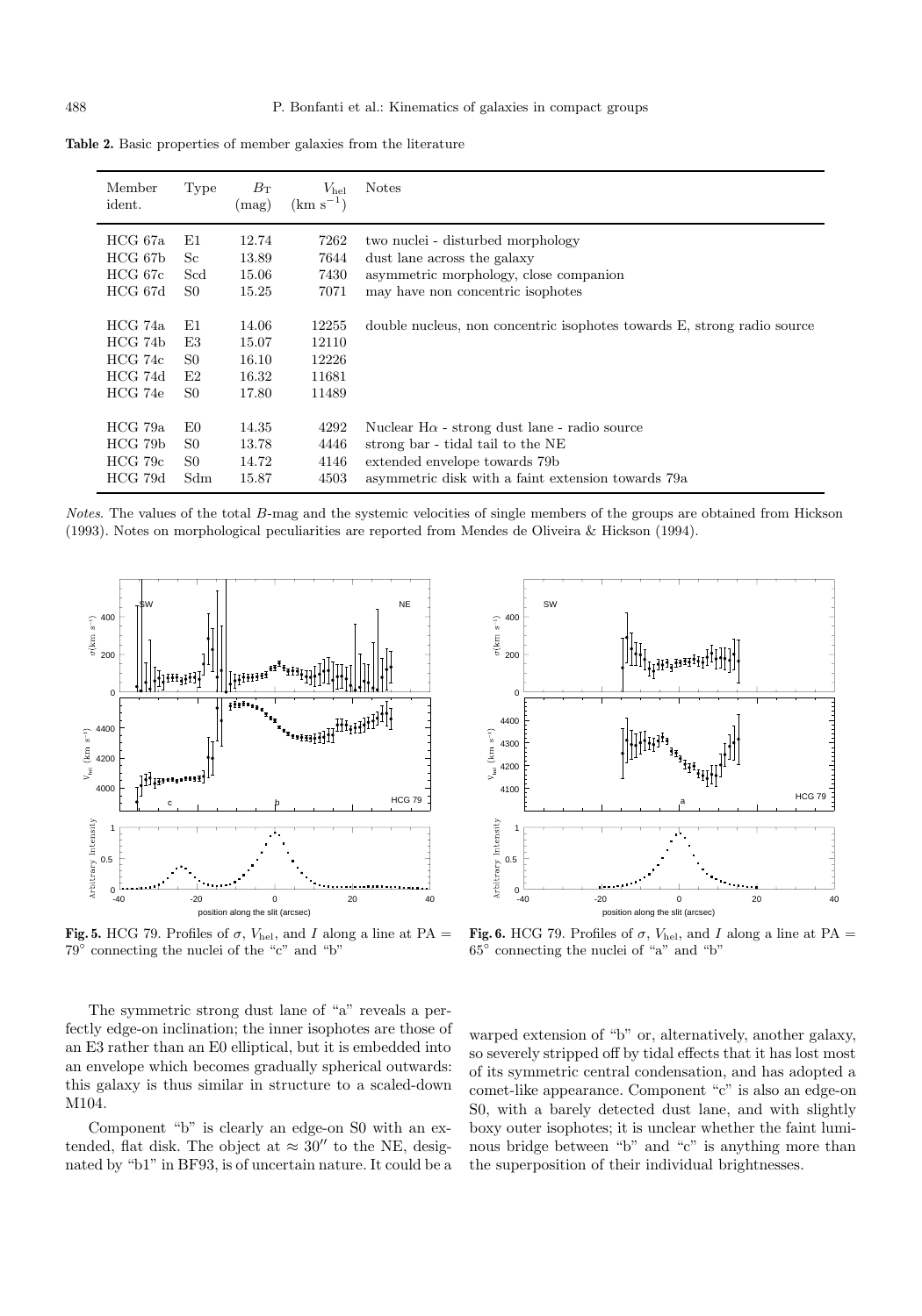**Table 2.** Basic properties of member galaxies from the literature

| Member ident. | Type | $B_{\rm T}$ (mag) | $V_{\rm hel}$ (km s$^{-1}$) | Notes |
|---|---|---|---|---|
| HCG 67a | E1 | 12.74 | 7262 | two nuclei - disturbed morphology |
| HCG 67b | Sc | 13.89 | 7644 | dust lane across the galaxy |
| HCG 67c | Scd | 15.06 | 7430 | asymmetric morphology, close companion |
| HCG 67d | S0 | 15.25 | 7071 | may have non concentric isophotes |
| HCG 74a | E1 | 14.06 | 12255 | double nucleus, non concentric isophotes towards E, strong radio source |
| HCG 74b | E3 | 15.07 | 12110 | |
| HCG 74c | S0 | 16.10 | 12226 | |
| HCG 74d | E2 | 16.32 | 11681 | |
| HCG 74e | S0 | 17.80 | 11489 | |
| HCG 79a | E0 | 14.35 | 4292 | Nuclear H$\alpha$ - strong dust lane - radio source |
| HCG 79b | S0 | 13.78 | 4446 | strong bar - tidal tail to the NE |
| HCG 79c | S0 | 14.72 | 4146 | extended envelope towards 79b |
| HCG 79d | Sdm | 15.87 | 4503 | asymmetric disk with a faint extension towards 79a |

*Notes*. The values of the total *B*-mag and the systemic velocities of single members of the groups are obtained from Hickson (1993). Notes on morphological peculiarities are reported from Mendes de Oliveira & Hickson (1994).

**Fig. 5.** HCG 79. Profiles of $\sigma$, $V_{\rm hel}$, and $I$ along a line at PA = 79° connecting the nuclei of the "c" and "b"

**Fig. 6.** HCG 79. Profiles of $\sigma$, $V_{\rm hel}$, and $I$ along a line at PA = 65° connecting the nuclei of "a" and "b"

The symmetric strong dust lane of "a" reveals a perfectly edge-on inclination; the inner isophotes are those of an E3 rather than an E0 elliptical, but it is embedded into an envelope which becomes gradually spherical outwards: this galaxy is thus similar in structure to a scaled-down M104.

Component "b" is clearly an edge-on S0 with an extended, flat disk. The object at $\approx 30''$ to the NE, designated by "b1" in BF93, is of uncertain nature. It could be a warped extension of "b" or, alternatively, another galaxy, so severely stripped off by tidal effects that it has lost most of its symmetric central condensation, and has adopted a comet-like appearance. Component "c" is also an edge-on S0, with a barely detected dust lane, and with slightly boxy outer isophotes; it is unclear whether the faint luminous bridge between "b" and "c" is anything more than the superposition of their individual brightnesses.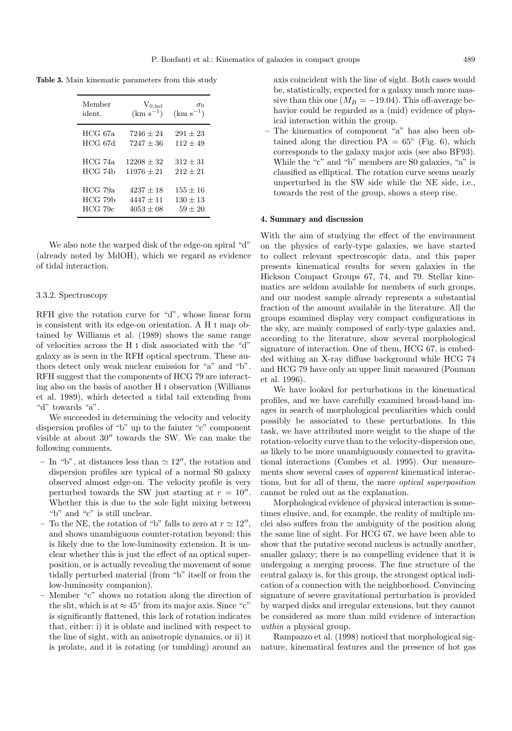**Table 3.** Main kinematic parameters from this study

| Member ident. | $V_{0,\text{hel}}$ (km s$^{-1}$) | $\sigma_0$ (km s$^{-1}$) |
|---|---|---|
| HCG 67a | $7246 \pm 24$ | $291 \pm 23$ |
| HCG 67d | $7247 \pm 36$ | $112 \pm 49$ |
| HCG 74a | $12208 \pm 32$ | $312 \pm 31$ |
| HCG 74b | $11976 \pm 21$ | $212 \pm 21$ |
| HCG 79a | $4237 \pm 18$ | $155 \pm 16$ |
| HCG 79b | $4447 \pm 11$ | $130 \pm 13$ |
| HCG 79c | $4053 \pm 08$ | $59 \pm 20$ |

We also note the warped disk of the edge-on spiral "d" (already noted by MdOH), which we regard as evidence of tidal interaction.

#### 3.3.2. Spectroscopy

RFH give the rotation curve for "d", whose linear form is consistent with its edge-on orientation. A H I map obtained by Williams et al. (1989) shows the same range of velocities across the H I disk associated with the "d" galaxy as is seen in the RFH optical spectrum. These authors detect only weak nuclear emission for "a" and "b". RFH suggest that the components of HCG 79 are interacting also on the basis of another H I observation (Williams et al. 1989), which detected a tidal tail extending from "d" towards "a".

We succeeded in determining the velocity and velocity dispersion profiles of "b" up to the fainter "c" component visible at about 30″ towards the SW. We can make the following comments.

- In "b", at distances less than $\simeq 12''$, the rotation and dispersion profiles are typical of a normal S0 galaxy observed almost edge-on. The velocity profile is very perturbed towards the SW just starting at $r = 10''$. Whether this is due to the sole light mixing between "b" and "c" is still unclear.
- To the NE, the rotation of "b" falls to zero at $r \simeq 12''$, and shows unambiguous counter-rotation beyond; this is likely due to the low-luminosity extension. It is unclear whether this is just the effect of an optical superposition, or is actually revealing the movement of some tidally perturbed material (from "b" itself or from the low-luminosity companion).
- Member "c" shows no rotation along the direction of the slit, which is at $\approx 45°$ from its major axis. Since "c" is significantly flattened, this lack of rotation indicates that, either: i) it is oblate and inclined with respect to the line of sight, with an anisotropic dynamics, or ii) it is prolate, and it is rotating (or tumbling) around an axis coincident with the line of sight. Both cases would be, statistically, expected for a galaxy much more massive than this one ($M_B = -19.04$). This off-average behavior could be regarded as a (mid) evidence of physical interaction within the group.
- The kinematics of component "a" has also been obtained along the direction PA = 65° (Fig. 6), which corresponds to the galaxy major axis (see also BF93). While the "c" and "b" members are S0 galaxies, "a" is classified as elliptical. The rotation curve seems nearly unperturbed in the SW side while the NE side, i.e., towards the rest of the group, shows a steep rise.

## 4. Summary and discussion

With the aim of studying the effect of the environment on the physics of early-type galaxies, we have started to collect relevant spectroscopic data, and this paper presents kinematical results for seven galaxies in the Hickson Compact Groups 67, 74, and 79. Stellar kinematics are seldom available for members of such groups, and our modest sample already represents a substantial fraction of the amount available in the literature. All the groups examined display very compact configurations in the sky, are mainly composed of early-type galaxies and, according to the literature, show several morphological signature of interaction. One of them, HCG 67, is embedded withing an X-ray diffuse background while HCG 74 and HCG 79 have only an upper limit measured (Ponman et al. 1996).

We have looked for perturbations in the kinematical profiles, and we have carefully examined broad-band images in search of morphological peculiarities which could possibly be associated to these perturbations. In this task, we have attributed more weight to the shape of the rotation-velocity curve than to the velocity-dispersion one, as likely to be more unambiguously connected to gravitational interactions (Combes et al. 1995). Our measurements show several cases of *apparent* kinematical interactions, but for all of them, the mere *optical superposition* cannot be ruled out as the explanation.

Morphological evidence of physical interaction is sometimes elusive, and, for example, the reality of multiple nuclei also suffers from the ambiguity of the position along the same line of sight. For HCG 67, we have been able to show that the putative second nucleus is actually another, smaller galaxy; there is no compelling evidence that it is undergoing a merging process. The fine structure of the central galaxy is, for this group, the strongest optical indication of a connection with the neighborhood. Convincing signature of severe gravitational perturbation is provided by warped disks and irregular extensions, but they cannot be considered as more than mild evidence of interaction *within* a physical group.

Rampazzo et al. (1998) noticed that morphological signature, kinematical features and the presence of hot gas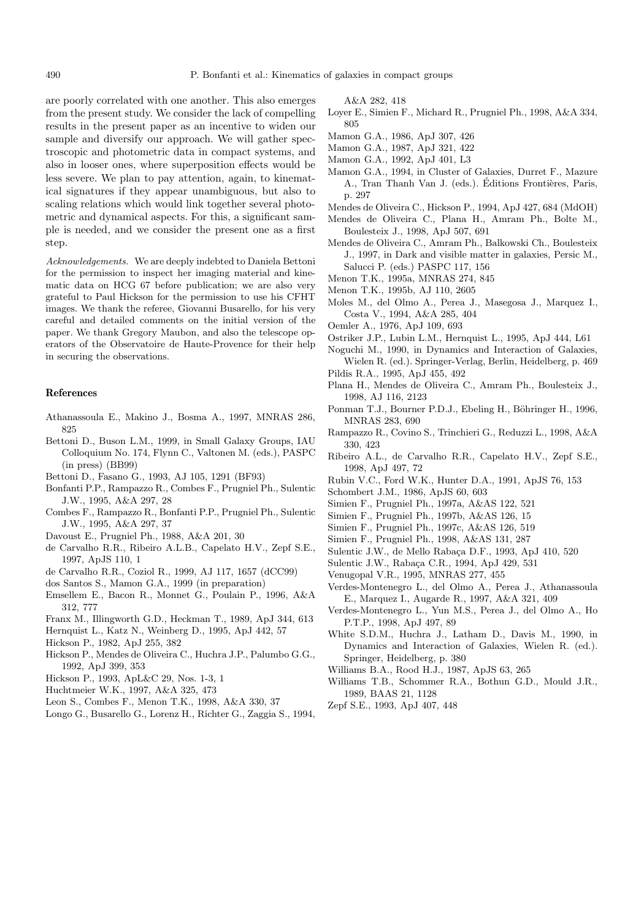are poorly correlated with one another. This also emerges from the present study. We consider the lack of compelling results in the present paper as an incentive to widen our sample and diversify our approach. We will gather spectroscopic and photometric data in compact systems, and also in looser ones, where superposition effects would be less severe. We plan to pay attention, again, to kinematical signatures if they appear unambiguous, but also to scaling relations which would link together several photometric and dynamical aspects. For this, a significant sample is needed, and we consider the present one as a first step.

*Acknowledgements.* We are deeply indebted to Daniela Bettoni for the permission to inspect her imaging material and kinematic data on HCG 67 before publication; we are also very grateful to Paul Hickson for the permission to use his CFHT images. We thank the referee, Giovanni Busarello, for his very careful and detailed comments on the initial version of the paper. We thank Gregory Maubon, and also the telescope operators of the Observatoire de Haute-Provence for their help in securing the observations.

## References

Athanassoula E., Makino J., Bosma A., 1997, MNRAS 286, 825
Bettoni D., Buson L.M., 1999, in Small Galaxy Groups, IAU Colloquium No. 174, Flynn C., Valtonen M. (eds.), PASPC (in press) (BB99)
Bettoni D., Fasano G., 1993, AJ 105, 1291 (BF93)
Bonfanti P.P., Rampazzo R., Combes F., Prugniel Ph., Sulentic J.W., 1995, A&A 297, 28
Combes F., Rampazzo R., Bonfanti P.P., Prugniel Ph., Sulentic J.W., 1995, A&A 297, 37
Davoust E., Prugniel Ph., 1988, A&A 201, 30
de Carvalho R.R., Ribeiro A.L.B., Capelato H.V., Zepf S.E., 1997, ApJS 110, 1
de Carvalho R.R., Coziol R., 1999, AJ 117, 1657 (dCC99)
dos Santos S., Mamon G.A., 1999 (in preparation)
Emsellem E., Bacon R., Monnet G., Poulain P., 1996, A&A 312, 777
Franx M., Illingworth G.D., Heckman T., 1989, ApJ 344, 613
Hernquist L., Katz N., Weinberg D., 1995, ApJ 442, 57
Hickson P., 1982, ApJ 255, 382
Hickson P., Mendes de Oliveira C., Huchra J.P., Palumbo G.G., 1992, ApJ 399, 353
Hickson P., 1993, ApL&C 29, Nos. 1-3, 1
Huchtmeier W.K., 1997, A&A 325, 473
Leon S., Combes F., Menon T.K., 1998, A&A 330, 37
Longo G., Busarello G., Lorenz H., Richter G., Zaggia S., 1994, A&A 282, 418
Loyer E., Simien F., Michard R., Prugniel Ph., 1998, A&A 334, 805
Mamon G.A., 1986, ApJ 307, 426
Mamon G.A., 1987, ApJ 321, 422
Mamon G.A., 1992, ApJ 401, L3
Mamon G.A., 1994, in Cluster of Galaxies, Durret F., Mazure A., Tran Thanh Van J. (eds.). Éditions Frontières, Paris, p. 297
Mendes de Oliveira C., Hickson P., 1994, ApJ 427, 684 (MdOH)
Mendes de Oliveira C., Plana H., Amram Ph., Bolte M., Boulesteix J., 1998, ApJ 507, 691
Mendes de Oliveira C., Amram Ph., Balkowski Ch., Boulesteix J., 1997, in Dark and visible matter in galaxies, Persic M., Salucci P. (eds.) PASPC 117, 156
Menon T.K., 1995a, MNRAS 274, 845
Menon T.K., 1995b, AJ 110, 2605
Moles M., del Olmo A., Perea J., Masegosa J., Marquez I., Costa V., 1994, A&A 285, 404
Oemler A., 1976, ApJ 109, 693
Ostriker J.P., Lubin L.M., Hernquist L., 1995, ApJ 444, L61
Noguchi M., 1990, in Dynamics and Interaction of Galaxies, Wielen R. (ed.). Springer-Verlag, Berlin, Heidelberg, p. 469
Pildis R.A., 1995, ApJ 455, 492
Plana H., Mendes de Oliveira C., Amram Ph., Boulesteix J., 1998, AJ 116, 2123
Ponman T.J., Bourner P.D.J., Ebeling H., Böhringer H., 1996, MNRAS 283, 690
Rampazzo R., Covino S., Trinchieri G., Reduzzi L., 1998, A&A 330, 423
Ribeiro A.L., de Carvalho R.R., Capelato H.V., Zepf S.E., 1998, ApJ 497, 72
Rubin V.C., Ford W.K., Hunter D.A., 1991, ApJS 76, 153
Schombert J.M., 1986, ApJS 60, 603
Simien F., Prugniel Ph., 1997a, A&AS 122, 521
Simien F., Prugniel Ph., 1997b, A&AS 126, 15
Simien F., Prugniel Ph., 1997c, A&AS 126, 519
Simien F., Prugniel Ph., 1998, A&AS 131, 287
Sulentic J.W., de Mello Rabaça D.F., 1993, ApJ 410, 520
Sulentic J.W., Rabaça C.R., 1994, ApJ 429, 531
Venugopal V.R., 1995, MNRAS 277, 455
Verdes-Montenegro L., del Olmo A., Perea J., Athanassoula E., Marquez I., Augarde R., 1997, A&A 321, 409
Verdes-Montenegro L., Yun M.S., Perea J., del Olmo A., Ho P.T.P., 1998, ApJ 497, 89
White S.D.M., Huchra J., Latham D., Davis M., 1990, in Dynamics and Interaction of Galaxies, Wielen R. (ed.). Springer, Heidelberg, p. 380
Williams B.A., Rood H.J., 1987, ApJS 63, 265
Williams T.B., Schommer R.A., Bothun G.D., Mould J.R., 1989, BAAS 21, 1128
Zepf S.E., 1993, ApJ 407, 448